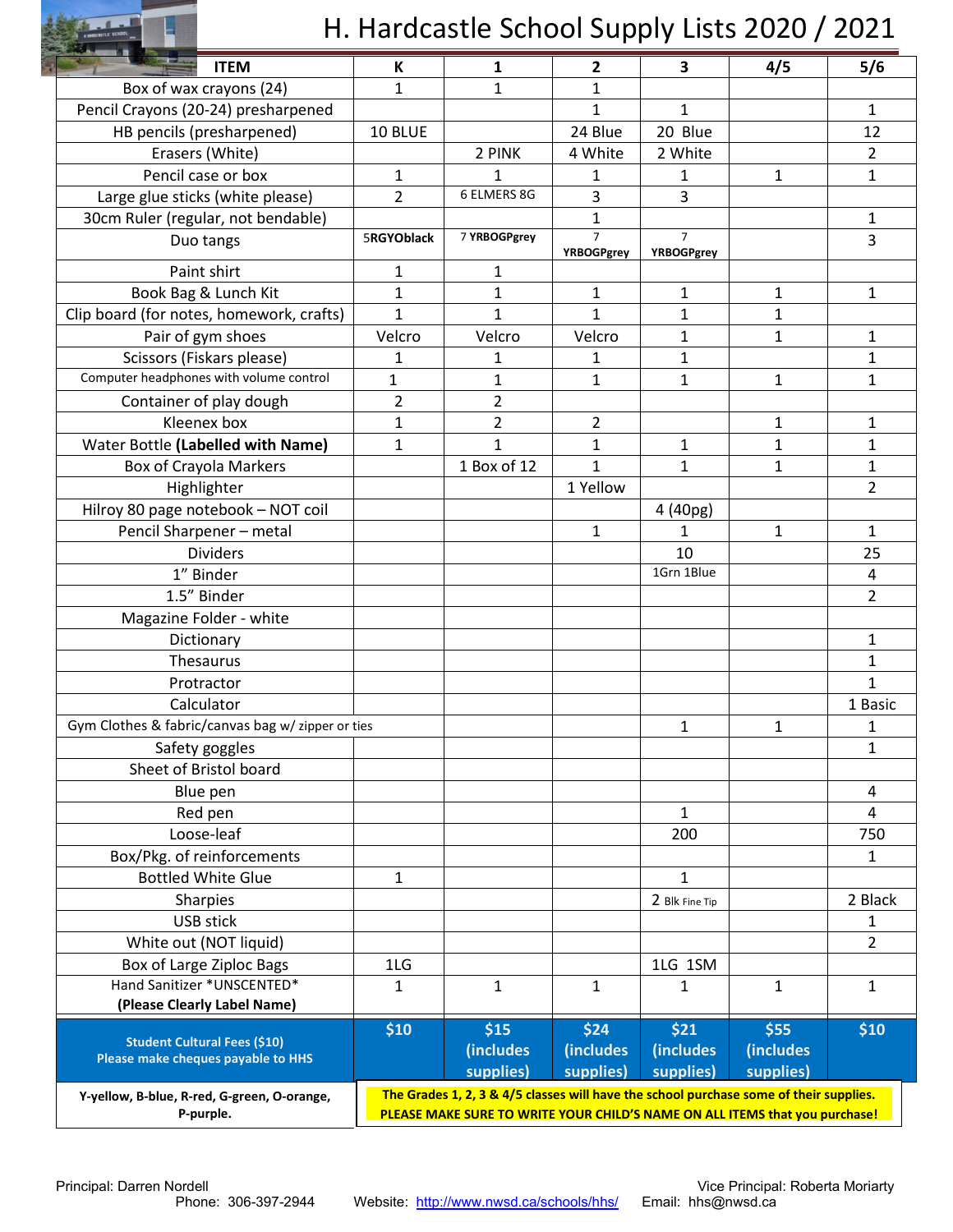# H. Hardcastle School Supply Lists 2020 / 2021

| ITEM | K | 1 | 2 | 3 | 4/5 | 5/6 |
|---|---|---|---|---|---|---|
| Box of wax crayons (24) | 1 | 1 | 1 | | | |
| Pencil Crayons (20-24) presharpened | | | 1 | 1 | | 1 |
| HB pencils (presharpened) | 10 BLUE | | 24 Blue | 20 Blue | | 12 |
| Erasers (White) | | 2 PINK | 4 White | 2 White | | 2 |
| Pencil case or box | 1 | 1 | 1 | 1 | 1 | 1 |
| Large glue sticks (white please) | 2 | 6 ELMERS 8G | 3 | 3 | | |
| 30cm Ruler (regular, not bendable) | | | 1 | | | 1 |
| Duo tangs | 5RGYOblack | 7 YRBOGPgrey | 7 YRBOGPgrey | 7 YRBOGPgrey | | 3 |
| Paint shirt | 1 | 1 | | | | |
| Book Bag & Lunch Kit | 1 | 1 | 1 | 1 | 1 | 1 |
| Clip board (for notes, homework, crafts) | 1 | 1 | 1 | 1 | 1 | |
| Pair of gym shoes | Velcro | Velcro | Velcro | 1 | 1 | 1 |
| Scissors (Fiskars please) | 1 | 1 | 1 | 1 | | 1 |
| Computer headphones with volume control | 1 | 1 | 1 | 1 | 1 | 1 |
| Container of play dough | 2 | 2 | | | | |
| Kleenex box | 1 | 2 | 2 | | 1 | 1 |
| Water Bottle **(Labelled with Name)** | 1 | 1 | 1 | 1 | 1 | 1 |
| Box of Crayola Markers | | 1 Box of 12 | 1 | 1 | 1 | 1 |
| Highlighter | | | 1 Yellow | | | 2 |
| Hilroy 80 page notebook – NOT coil | | | | 4 (40pg) | | |
| Pencil Sharpener – metal | | | 1 | 1 | 1 | 1 |
| Dividers | | | | 10 | | 25 |
| 1" Binder | | | | 1Grn 1Blue | | 4 |
| 1.5" Binder | | | | | | 2 |
| Magazine Folder - white | | | | | | |
| Dictionary | | | | | | 1 |
| Thesaurus | | | | | | 1 |
| Protractor | | | | | | 1 |
| Calculator | | | | | | 1 Basic |
| Gym Clothes & fabric/canvas bag w/ zipper or ties | | | | 1 | 1 | 1 |
| Safety goggles | | | | | | 1 |
| Sheet of Bristol board | | | | | | |
| Blue pen | | | | | | 4 |
| Red pen | | | | 1 | | 4 |
| Loose-leaf | | | | 200 | | 750 |
| Box/Pkg. of reinforcements | | | | | | 1 |
| Bottled White Glue | 1 | | | 1 | | |
| Sharpies | | | | 2 Blk Fine Tip | | 2 Black |
| USB stick | | | | | | 1 |
| White out (NOT liquid) | | | | | | 2 |
| Box of Large Ziploc Bags | 1LG | | | 1LG 1SM | | |
| Hand Sanitizer *UNSCENTED* **(Please Clearly Label Name)** | 1 | 1 | 1 | 1 | 1 | 1 |
| **Student Cultural Fees ($10) Please make cheques payable to HHS** | $10 | $15 (includes supplies) | $24 (includes supplies) | $21 (includes supplies) | $55 (includes supplies) | $10 |

**Y-yellow, B-blue, R-red, G-green, O-orange, P-purple.**

**The Grades 1, 2, 3 & 4/5 classes will have the school purchase some of their supplies.**
**PLEASE MAKE SURE TO WRITE YOUR CHILD'S NAME ON ALL ITEMS that you purchase!**

Principal: Darren Nordell
Phone: 306-397-2944

Website: http://www.nwsd.ca/schools/hhs/

Vice Principal: Roberta Moriarty
Email: hhs@nwsd.ca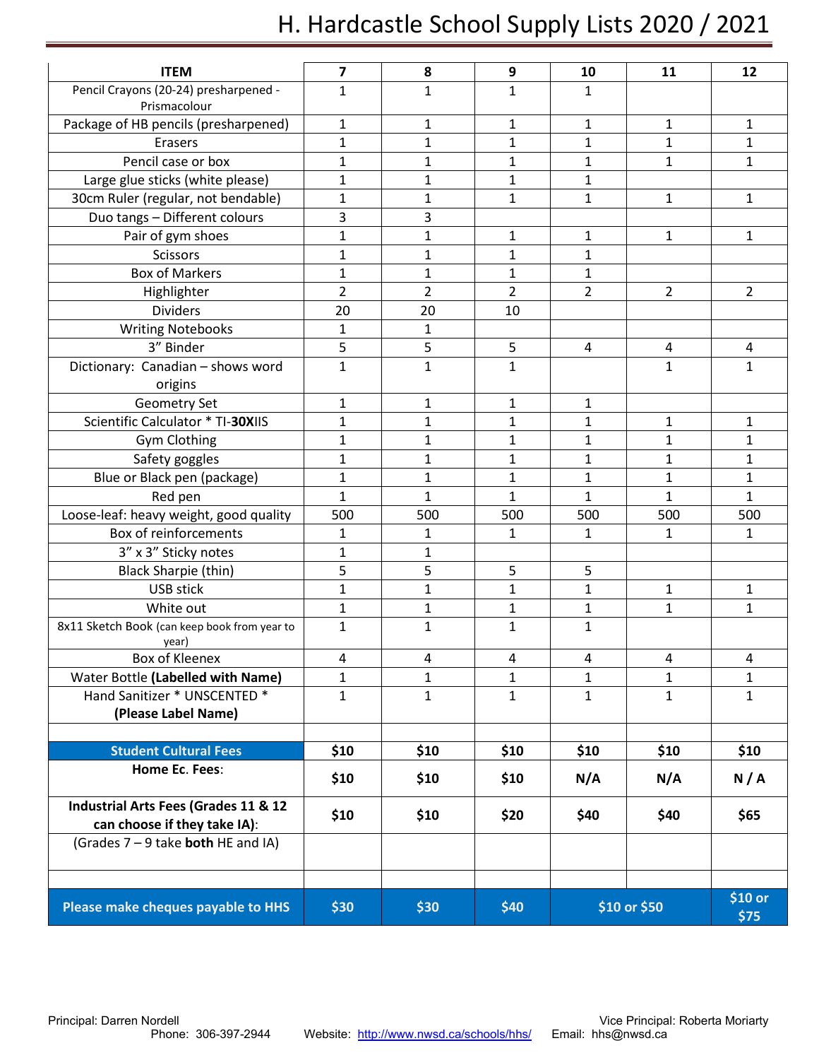# H. Hardcastle School Supply Lists 2020 / 2021

| ITEM | 7 | 8 | 9 | 10 | 11 | 12 |
|---|---|---|---|---|---|---|
| Pencil Crayons (20-24) presharpened - Prismacolour | 1 | 1 | 1 | 1 | | |
| Package of HB pencils (presharpened) | 1 | 1 | 1 | 1 | 1 | 1 |
| Erasers | 1 | 1 | 1 | 1 | 1 | 1 |
| Pencil case or box | 1 | 1 | 1 | 1 | 1 | 1 |
| Large glue sticks (white please) | 1 | 1 | 1 | 1 | | |
| 30cm Ruler (regular, not bendable) | 1 | 1 | 1 | 1 | 1 | 1 |
| Duo tangs – Different colours | 3 | 3 | | | | |
| Pair of gym shoes | 1 | 1 | 1 | 1 | 1 | 1 |
| Scissors | 1 | 1 | 1 | 1 | | |
| Box of Markers | 1 | 1 | 1 | 1 | | |
| Highlighter | 2 | 2 | 2 | 2 | 2 | 2 |
| Dividers | 20 | 20 | 10 | | | |
| Writing Notebooks | 1 | 1 | | | | |
| 3" Binder | 5 | 5 | 5 | 4 | 4 | 4 |
| Dictionary: Canadian – shows word origins | 1 | 1 | 1 | | 1 | 1 |
| Geometry Set | 1 | 1 | 1 | 1 | | |
| Scientific Calculator * TI-**30X**IIS | 1 | 1 | 1 | 1 | 1 | 1 |
| Gym Clothing | 1 | 1 | 1 | 1 | 1 | 1 |
| Safety goggles | 1 | 1 | 1 | 1 | 1 | 1 |
| Blue or Black pen (package) | 1 | 1 | 1 | 1 | 1 | 1 |
| Red pen | 1 | 1 | 1 | 1 | 1 | 1 |
| Loose-leaf: heavy weight, good quality | 500 | 500 | 500 | 500 | 500 | 500 |
| Box of reinforcements | 1 | 1 | 1 | 1 | 1 | 1 |
| 3" x 3" Sticky notes | 1 | 1 | | | | |
| Black Sharpie (thin) | 5 | 5 | 5 | 5 | | |
| USB stick | 1 | 1 | 1 | 1 | 1 | 1 |
| White out | 1 | 1 | 1 | 1 | 1 | 1 |
| 8x11 Sketch Book (can keep book from year to year) | 1 | 1 | 1 | 1 | | |
| Box of Kleenex | 4 | 4 | 4 | 4 | 4 | 4 |
| Water Bottle **(Labelled with Name)** | 1 | 1 | 1 | 1 | 1 | 1 |
| Hand Sanitizer * UNSCENTED * **(Please Label Name)** | 1 | 1 | 1 | 1 | 1 | 1 |
| | | | | | | |
| **Student Cultural Fees** | **$10** | **$10** | **$10** | **$10** | **$10** | **$10** |
| **Home Ec. Fees**: | **$10** | **$10** | **$10** | **N/A** | **N/A** | **N / A** |
| **Industrial Arts Fees (Grades 11 & 12 can choose if they take IA)**: | **$10** | **$10** | **$20** | **$40** | **$40** | **$65** |
| (Grades 7 – 9 take **both** HE and IA) | | | | | | |
| | | | | | | |
| **Please make cheques payable to HHS** | **$30** | **$30** | **$40** | **$10 or $50** | | **$10 or $75** |

Principal: Darren Nordell

Vice Principal: Roberta Moriarty

Phone: 306-397-2944 Website: http://www.nwsd.ca/schools/hhs/ Email: hhs@nwsd.ca